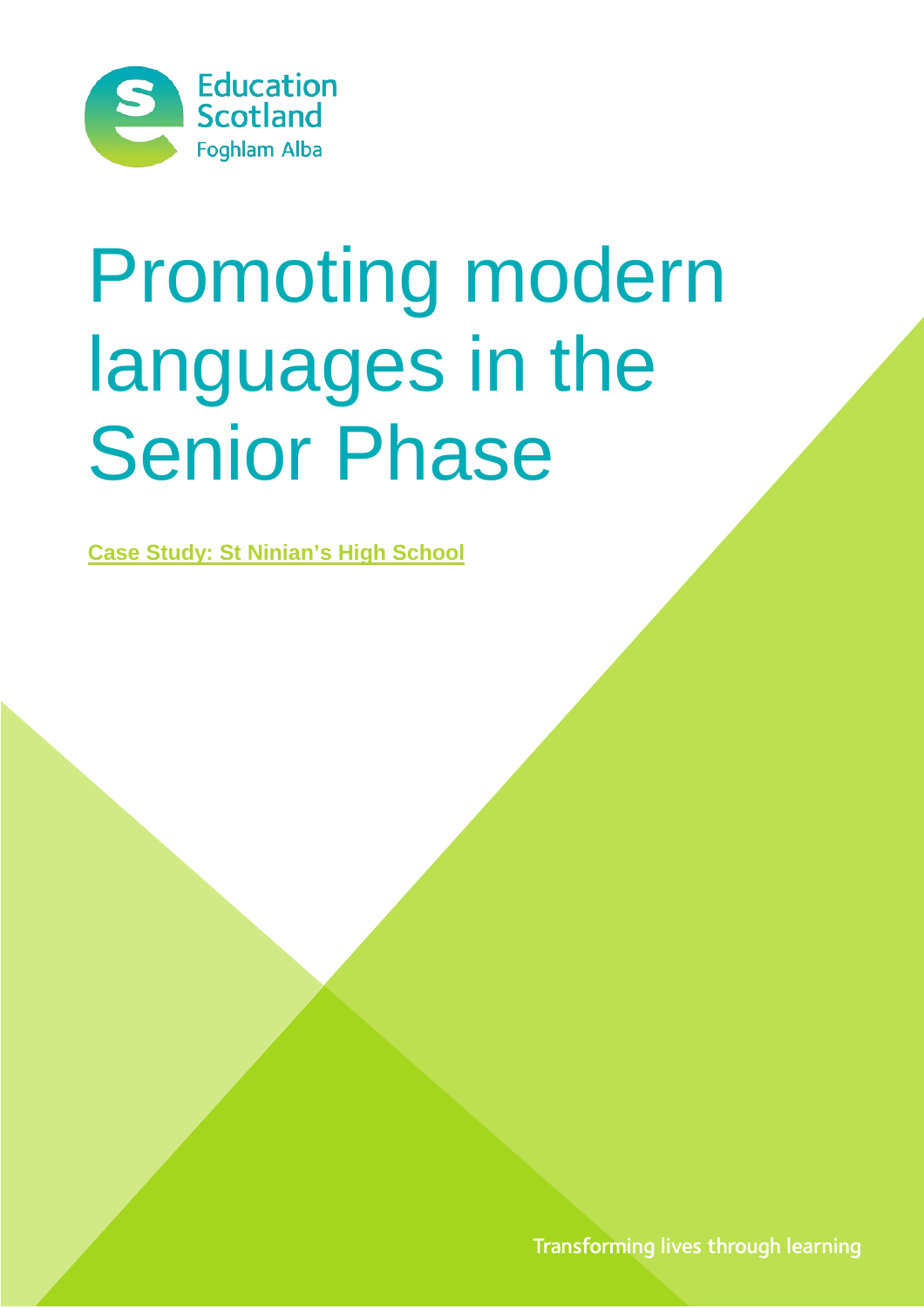Education Scotland
Foghlam Alba

# Promoting modern languages in the Senior Phase

**Case Study: St Ninian's High School**

Transforming lives through learning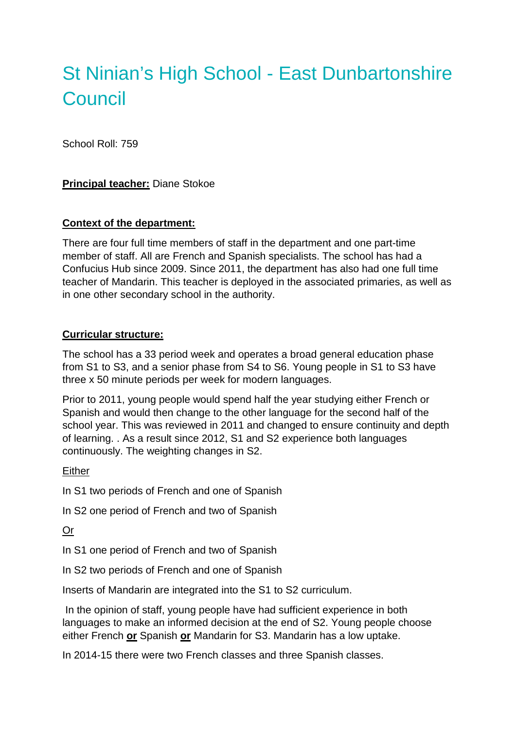# St Ninian's High School - East Dunbartonshire Council

School Roll: 759

**Principal teacher:** Diane Stokoe

**Context of the department:**

There are four full time members of staff in the department and one part-time member of staff. All are French and Spanish specialists. The school has had a Confucius Hub since 2009. Since 2011, the department has also had one full time teacher of Mandarin. This teacher is deployed in the associated primaries, as well as in one other secondary school in the authority.

**Curricular structure:**

The school has a 33 period week and operates a broad general education phase from S1 to S3, and a senior phase from S4 to S6. Young people in S1 to S3 have three x 50 minute periods per week for modern languages.

Prior to 2011, young people would spend half the year studying either French or Spanish and would then change to the other language for the second half of the school year. This was reviewed in 2011 and changed to ensure continuity and depth of learning. . As a result since 2012, S1 and S2 experience both languages continuously. The weighting changes in S2.

Either

In S1 two periods of French and one of Spanish

In S2 one period of French and two of Spanish

Or

In S1 one period of French and two of Spanish

In S2 two periods of French and one of Spanish

Inserts of Mandarin are integrated into the S1 to S2 curriculum.

In the opinion of staff, young people have had sufficient experience in both languages to make an informed decision at the end of S2. Young people choose either French **or** Spanish **or** Mandarin for S3. Mandarin has a low uptake.

In 2014-15 there were two French classes and three Spanish classes.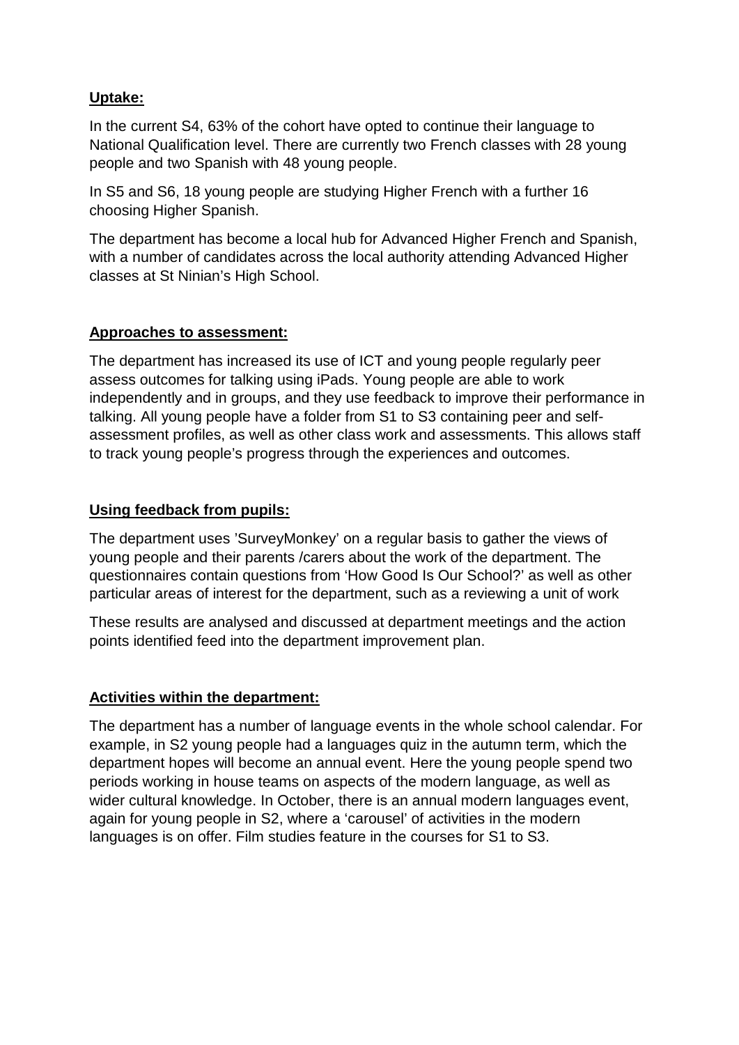**Uptake:**

In the current S4, 63% of the cohort have opted to continue their language to National Qualification level. There are currently two French classes with 28 young people and two Spanish with 48 young people.

In S5 and S6, 18 young people are studying Higher French with a further 16 choosing Higher Spanish.

The department has become a local hub for Advanced Higher French and Spanish, with a number of candidates across the local authority attending Advanced Higher classes at St Ninian's High School.

**Approaches to assessment:**

The department has increased its use of ICT and young people regularly peer assess outcomes for talking using iPads. Young people are able to work independently and in groups, and they use feedback to improve their performance in talking. All young people have a folder from S1 to S3 containing peer and self-assessment profiles, as well as other class work and assessments. This allows staff to track young people's progress through the experiences and outcomes.

**Using feedback from pupils:**

The department uses 'SurveyMonkey' on a regular basis to gather the views of young people and their parents /carers about the work of the department. The questionnaires contain questions from 'How Good Is Our School?' as well as other particular areas of interest for the department, such as a reviewing a unit of work

These results are analysed and discussed at department meetings and the action points identified feed into the department improvement plan.

**Activities within the department:**

The department has a number of language events in the whole school calendar. For example, in S2 young people had a languages quiz in the autumn term, which the department hopes will become an annual event. Here the young people spend two periods working in house teams on aspects of the modern language, as well as wider cultural knowledge. In October, there is an annual modern languages event, again for young people in S2, where a 'carousel' of activities in the modern languages is on offer. Film studies feature in the courses for S1 to S3.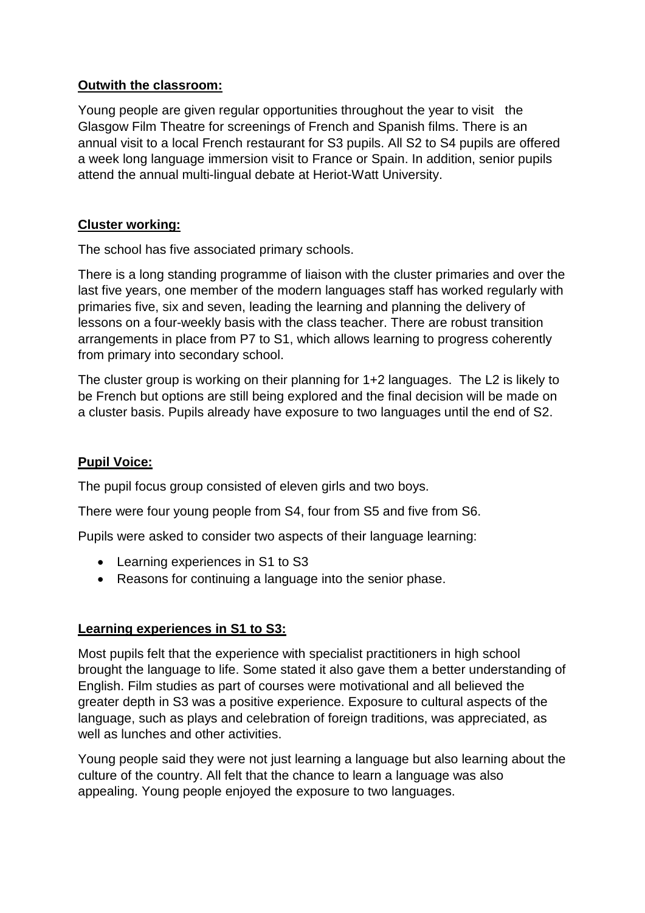**Outwith the classroom:**

Young people are given regular opportunities throughout the year to visit the Glasgow Film Theatre for screenings of French and Spanish films. There is an annual visit to a local French restaurant for S3 pupils. All S2 to S4 pupils are offered a week long language immersion visit to France or Spain. In addition, senior pupils attend the annual multi-lingual debate at Heriot-Watt University.

**Cluster working:**

The school has five associated primary schools.

There is a long standing programme of liaison with the cluster primaries and over the last five years, one member of the modern languages staff has worked regularly with primaries five, six and seven, leading the learning and planning the delivery of lessons on a four-weekly basis with the class teacher. There are robust transition arrangements in place from P7 to S1, which allows learning to progress coherently from primary into secondary school.

The cluster group is working on their planning for 1+2 languages. The L2 is likely to be French but options are still being explored and the final decision will be made on a cluster basis. Pupils already have exposure to two languages until the end of S2.

**Pupil Voice:**

The pupil focus group consisted of eleven girls and two boys.

There were four young people from S4, four from S5 and five from S6.

Pupils were asked to consider two aspects of their language learning:

- Learning experiences in S1 to S3
- Reasons for continuing a language into the senior phase.

**Learning experiences in S1 to S3:**

Most pupils felt that the experience with specialist practitioners in high school brought the language to life. Some stated it also gave them a better understanding of English. Film studies as part of courses were motivational and all believed the greater depth in S3 was a positive experience. Exposure to cultural aspects of the language, such as plays and celebration of foreign traditions, was appreciated, as well as lunches and other activities.

Young people said they were not just learning a language but also learning about the culture of the country. All felt that the chance to learn a language was also appealing. Young people enjoyed the exposure to two languages.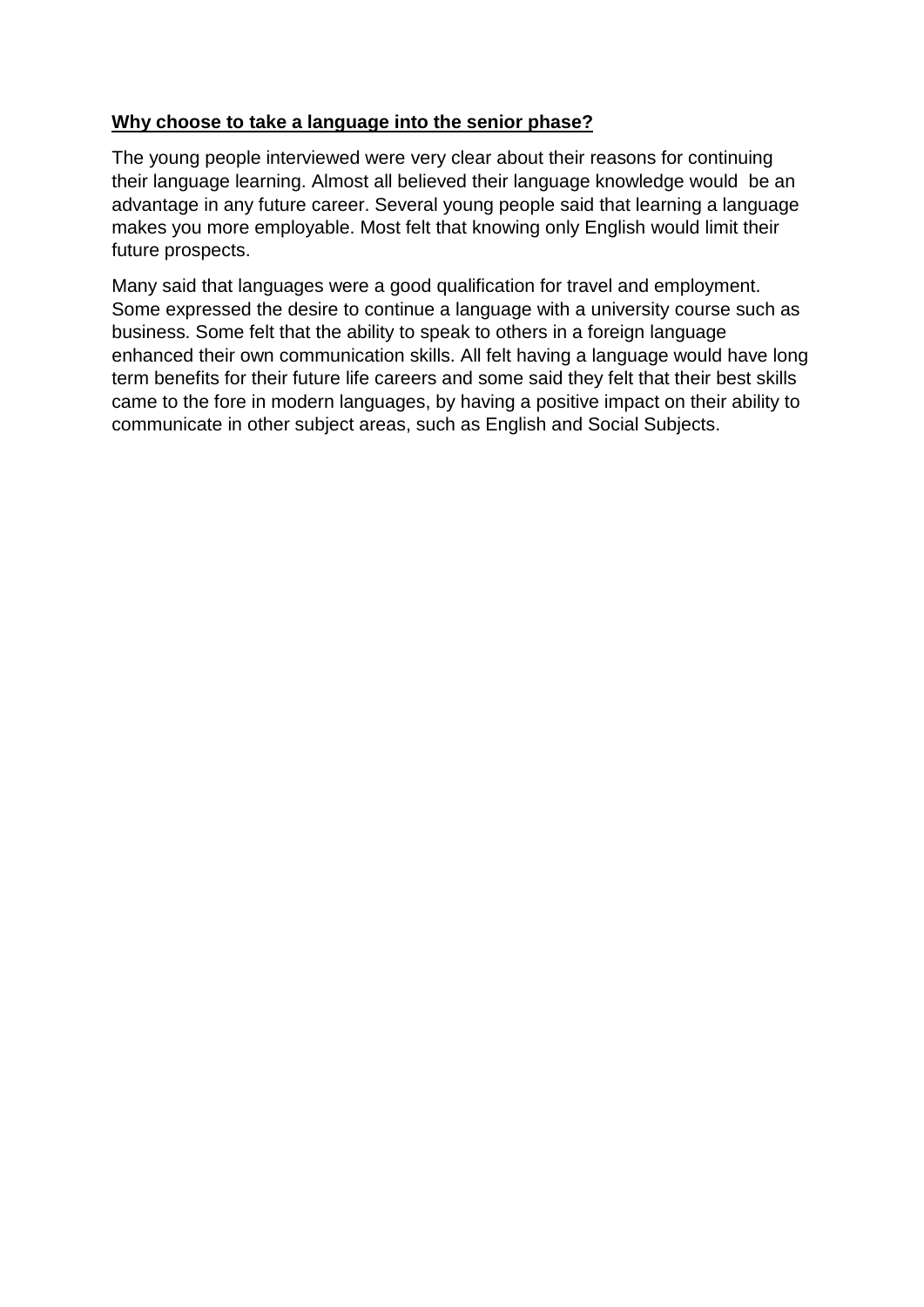**Why choose to take a language into the senior phase?**

The young people interviewed were very clear about their reasons for continuing their language learning. Almost all believed their language knowledge would be an advantage in any future career. Several young people said that learning a language makes you more employable. Most felt that knowing only English would limit their future prospects.

Many said that languages were a good qualification for travel and employment. Some expressed the desire to continue a language with a university course such as business. Some felt that the ability to speak to others in a foreign language enhanced their own communication skills. All felt having a language would have long term benefits for their future life careers and some said they felt that their best skills came to the fore in modern languages, by having a positive impact on their ability to communicate in other subject areas, such as English and Social Subjects.